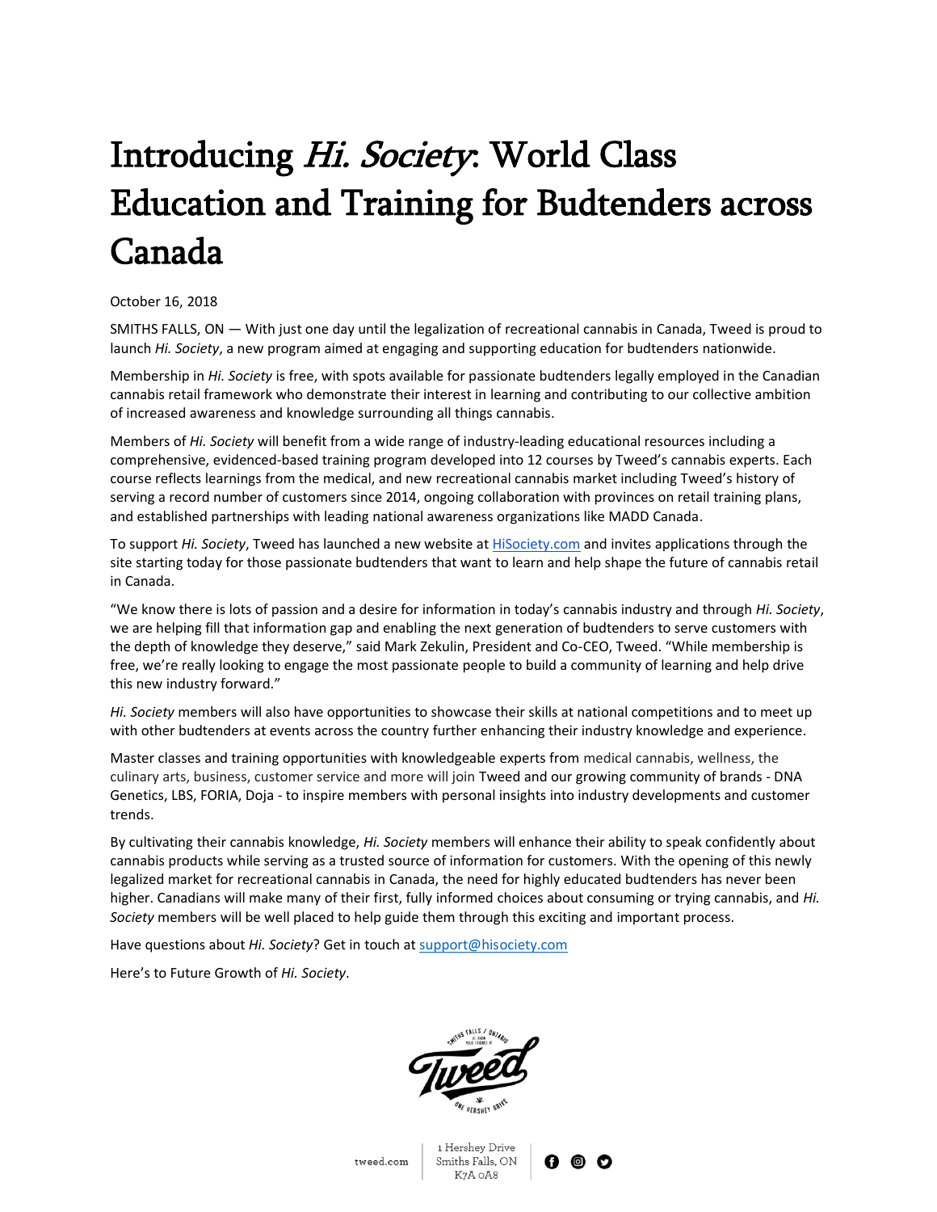# Introducing *Hi. Society*: World Class Education and Training for Budtenders across Canada

October 16, 2018

SMITHS FALLS, ON — With just one day until the legalization of recreational cannabis in Canada, Tweed is proud to launch *Hi. Society*, a new program aimed at engaging and supporting education for budtenders nationwide.

Membership in *Hi. Society* is free, with spots available for passionate budtenders legally employed in the Canadian cannabis retail framework who demonstrate their interest in learning and contributing to our collective ambition of increased awareness and knowledge surrounding all things cannabis.

Members of *Hi. Society* will benefit from a wide range of industry-leading educational resources including a comprehensive, evidenced-based training program developed into 12 courses by Tweed's cannabis experts. Each course reflects learnings from the medical, and new recreational cannabis market including Tweed's history of serving a record number of customers since 2014, ongoing collaboration with provinces on retail training plans, and established partnerships with leading national awareness organizations like MADD Canada.

To support *Hi. Society*, Tweed has launched a new website at [HiSociety.com](http://HiSociety.com) and invites applications through the site starting today for those passionate budtenders that want to learn and help shape the future of cannabis retail in Canada.

"We know there is lots of passion and a desire for information in today's cannabis industry and through *Hi. Society*, we are helping fill that information gap and enabling the next generation of budtenders to serve customers with the depth of knowledge they deserve," said Mark Zekulin, President and Co-CEO, Tweed. "While membership is free, we're really looking to engage the most passionate people to build a community of learning and help drive this new industry forward."

*Hi. Society* members will also have opportunities to showcase their skills at national competitions and to meet up with other budtenders at events across the country further enhancing their industry knowledge and experience.

Master classes and training opportunities with knowledgeable experts from medical cannabis, wellness, the culinary arts, business, customer service and more will join Tweed and our growing community of brands - DNA Genetics, LBS, FORIA, Doja - to inspire members with personal insights into industry developments and customer trends.

By cultivating their cannabis knowledge, *Hi. Society* members will enhance their ability to speak confidently about cannabis products while serving as a trusted source of information for customers. With the opening of this newly legalized market for recreational cannabis in Canada, the need for highly educated budtenders has never been higher. Canadians will make many of their first, fully informed choices about consuming or trying cannabis, and *Hi. Society* members will be well placed to help guide them through this exciting and important process.

Have questions about *Hi. Society*? Get in touch at [support@hisociety.com](mailto:support@hisociety.com)

Here's to Future Growth of *Hi. Society*.

tweed.com | 1 Hershey Drive Smiths Falls, ON K7A 0A8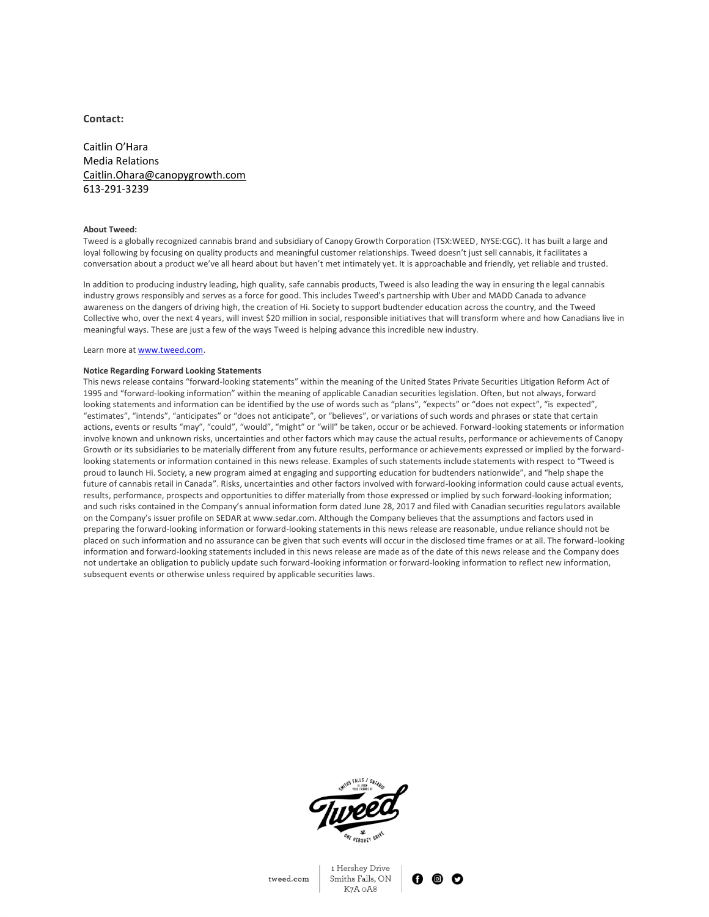**Contact:**

Caitlin O'Hara
Media Relations
Caitlin.Ohara@canopygrowth.com
613-291-3239

**About Tweed:**

Tweed is a globally recognized cannabis brand and subsidiary of Canopy Growth Corporation (TSX:WEED, NYSE:CGC). It has built a large and loyal following by focusing on quality products and meaningful customer relationships. Tweed doesn't just sell cannabis, it facilitates a conversation about a product we've all heard about but haven't met intimately yet. It is approachable and friendly, yet reliable and trusted.

In addition to producing industry leading, high quality, safe cannabis products, Tweed is also leading the way in ensuring the legal cannabis industry grows responsibly and serves as a force for good. This includes Tweed's partnership with Uber and MADD Canada to advance awareness on the dangers of driving high, the creation of Hi. Society to support budtender education across the country, and the Tweed Collective who, over the next 4 years, will invest $20 million in social, responsible initiatives that will transform where and how Canadians live in meaningful ways. These are just a few of the ways Tweed is helping advance this incredible new industry.

Learn more at www.tweed.com.

**Notice Regarding Forward Looking Statements**

This news release contains "forward-looking statements" within the meaning of the United States Private Securities Litigation Reform Act of 1995 and "forward-looking information" within the meaning of applicable Canadian securities legislation. Often, but not always, forward looking statements and information can be identified by the use of words such as "plans", "expects" or "does not expect", "is expected", "estimates", "intends", "anticipates" or "does not anticipate", or "believes", or variations of such words and phrases or state that certain actions, events or results "may", "could", "would", "might" or "will" be taken, occur or be achieved. Forward-looking statements or information involve known and unknown risks, uncertainties and other factors which may cause the actual results, performance or achievements of Canopy Growth or its subsidiaries to be materially different from any future results, performance or achievements expressed or implied by the forward-looking statements or information contained in this news release. Examples of such statements include statements with respect to "Tweed is proud to launch Hi. Society, a new program aimed at engaging and supporting education for budtenders nationwide", and "help shape the future of cannabis retail in Canada". Risks, uncertainties and other factors involved with forward-looking information could cause actual events, results, performance, prospects and opportunities to differ materially from those expressed or implied by such forward-looking information; and such risks contained in the Company's annual information form dated June 28, 2017 and filed with Canadian securities regulators available on the Company's issuer profile on SEDAR at www.sedar.com. Although the Company believes that the assumptions and factors used in preparing the forward-looking information or forward-looking statements in this news release are reasonable, undue reliance should not be placed on such information and no assurance can be given that such events will occur in the disclosed time frames or at all. The forward-looking information and forward-looking statements included in this news release are made as of the date of this news release and the Company does not undertake an obligation to publicly update such forward-looking information or forward-looking information to reflect new information, subsequent events or otherwise unless required by applicable securities laws.